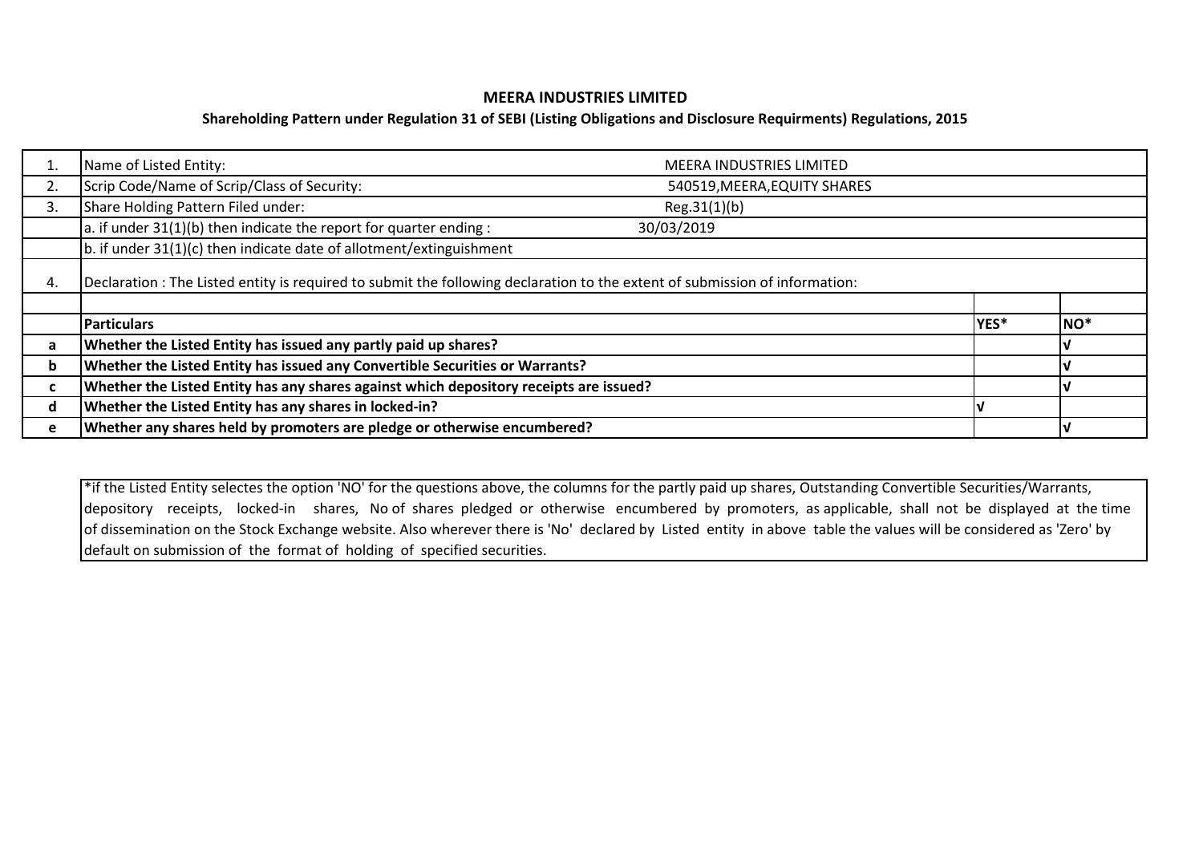# MEERA INDUSTRIES LIMITED

## Shareholding Pattern under Regulation 31 of SEBI (Listing Obligations and Disclosure Requirments) Regulations, 2015

| | | | | |
|---|---|---|---|---|
| 1. | Name of Listed Entity: | MEERA INDUSTRIES LIMITED | | |
| 2. | Scrip Code/Name of Scrip/Class of Security: | 540519,MEERA,EQUITY SHARES | | |
| 3. | Share Holding Pattern Filed under: | Reg.31(1)(b) | | |
| | a. if under 31(1)(b) then indicate the report for quarter ending : | 30/03/2019 | | |
| | b. if under 31(1)(c) then indicate date of allotment/extinguishment | | | |
| 4. | Declaration : The Listed entity is required to submit the following declaration to the extent of submission of information: | | | |
| | | | | |
| | **Particulars** | | **YES*** | **NO*** |
| a | **Whether the Listed Entity has issued any partly paid up shares?** | | | √ |
| b | **Whether the Listed Entity has issued any Convertible Securities or Warrants?** | | | √ |
| c | **Whether the Listed Entity has any shares against which depository receipts are issued?** | | | √ |
| d | **Whether the Listed Entity has any shares in locked-in?** | | √ | |
| e | **Whether any shares held by promoters are pledge or otherwise encumbered?** | | | √ |

*if the Listed Entity selectes the option 'NO' for the questions above, the columns for the partly paid up shares, Outstanding Convertible Securities/Warrants, depository receipts, locked-in shares, No of shares pledged or otherwise encumbered by promoters, as applicable, shall not be displayed at the time of dissemination on the Stock Exchange website. Also wherever there is 'No' declared by Listed entity in above table the values will be considered as 'Zero' by default on submission of the format of holding of specified securities.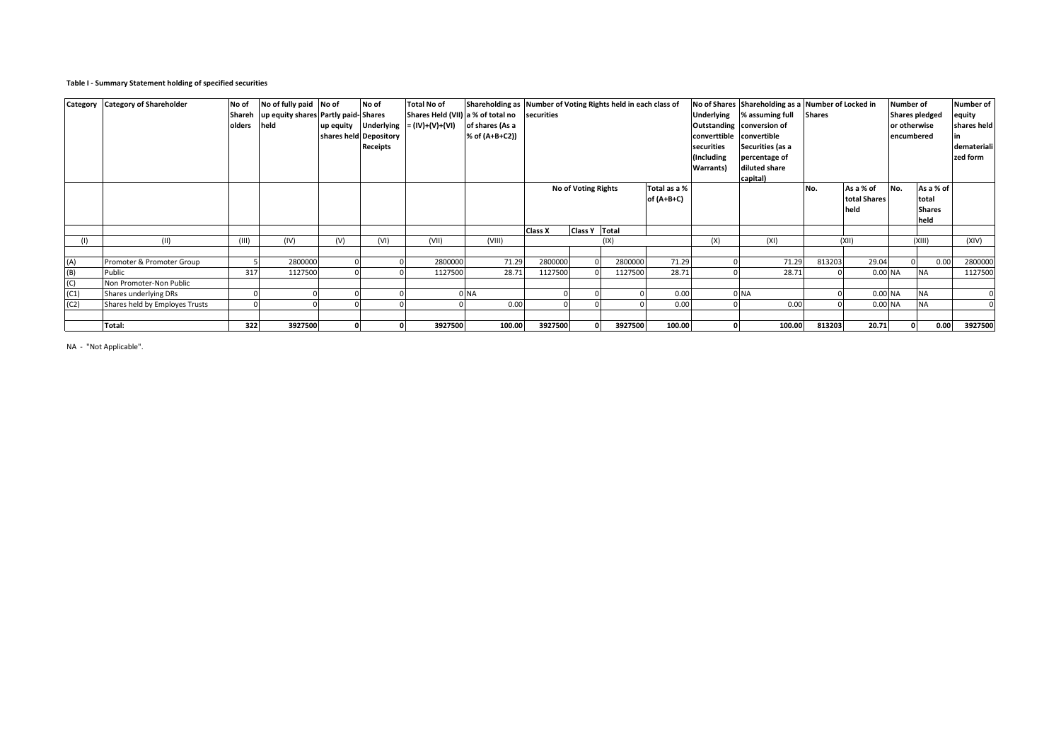**Table I - Summary Statement holding of specified securities**

| Category | Category of Shareholder | No of Shareholders | No of fully paid up equity shares held | No of Partly paid-up equity shares held | No of Shares Underlying Depository Receipts | Total No of Shares Held (VII) = (IV)+(V)+(VI) | Shareholding as a % of total no of shares (As a % of (A+B+C2)) | Number of Voting Rights held in each class of securities | | | | No of Shares Underlying Outstanding converttible securities (Including Warrants) | Shareholding as a % assuming full conversion of convertible Securities (as a percentage of diluted share capital) | Number of Locked in Shares | | Number of Shares pledged or otherwise encumbered | | Number of equity shares held in dematerialized form |
|---|---|---|---|---|---|---|---|---|---|---|---|---|---|---|---|---|---|---|
| | | | | | | | | No of Voting Rights | | | Total as a % of (A+B+C) | | | No. | As a % of total Shares held | No. | As a % of total Shares held | |
| | | | | | | | | Class X | Class Y | Total | | | | | | | | |
| (I) | (II) | (III) | (IV) | (V) | (VI) | (VII) | (VIII) | (IX) | | | | (X) | (XI) | (XII) | | (XIII) | | (XIV) |
| (A) | Promoter & Promoter Group | 5 | 2800000 | 0 | 0 | 2800000 | 71.29 | 2800000 | 0 | 2800000 | 71.29 | 0 | 71.29 | 813203 | 29.04 | 0 | 0.00 | 2800000 |
| (B) | Public | 317 | 1127500 | 0 | 0 | 1127500 | 28.71 | 1127500 | 0 | 1127500 | 28.71 | 0 | 28.71 | 0 | 0.00 | NA | NA | 1127500 |
| (C) | Non Promoter-Non Public | | | | | | | | | | | | | | | | | |
| (C1) | Shares underlying DRs | 0 | 0 | 0 | 0 | 0 | NA | 0 | 0 | 0 | 0.00 | 0 | NA | 0 | 0.00 | NA | NA | 0 |
| (C2) | Shares held by Employes Trusts | 0 | 0 | 0 | 0 | 0 | 0.00 | 0 | 0 | 0 | 0.00 | 0 | 0.00 | 0 | 0.00 | NA | NA | 0 |
| | **Total:** | **322** | **3927500** | **0** | **0** | **3927500** | **100.00** | **3927500** | **0** | **3927500** | **100.00** | **0** | **100.00** | **813203** | **20.71** | **0** | **0.00** | **3927500** |

NA - "Not Applicable".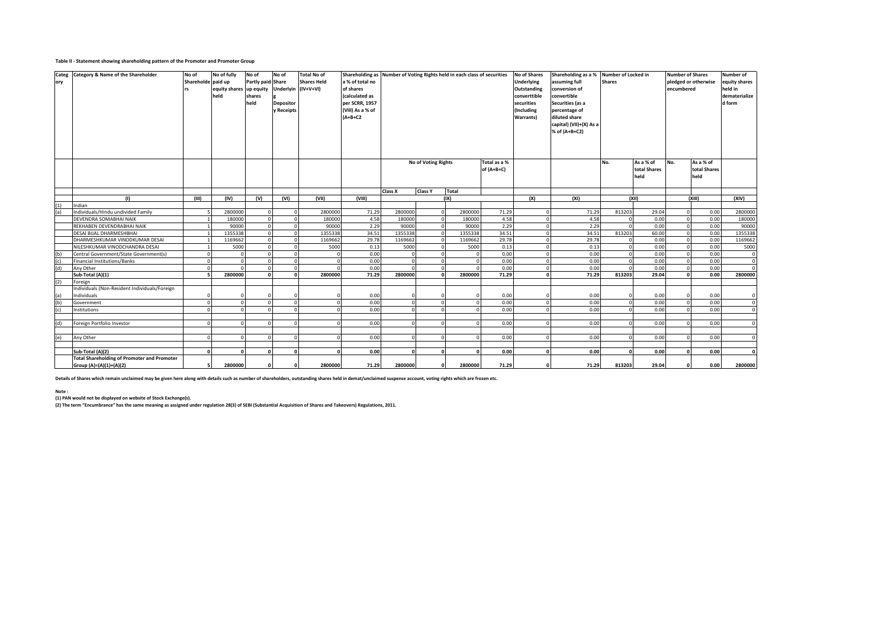**Table II - Statement showing shareholding pattern of the Promoter and Promoter Group**

| Category | Category & Name of the Shareholder | No of Shareholders | No of fully paid up equity shares held | No of Partly paid-up equity shares held | No of Shares Underlying Depository Receipts | Total No of Shares Held (IV+V+VI) | Shareholding as a % of total no of shares (calculated as per SCRR, 1957 (VIII) As a % of (A+B+C2 | Number of Voting Rights held in each class of securities | | | | No of Shares Underlying Outstanding converttible securities (Including Warrants) | Shareholding as a % assuming full conversion of convertible Securities (as a percentage of diluted share capital) (VII)+(X) As a % of (A+B+C2) | Number of Locked in Shares | | Number of Shares pledged or otherwise encumbered | | Number of equity shares held in dematerialized form |
|---|---|---|---|---|---|---|---|---|---|---|---|---|---|---|---|---|---|---|
| | | | | | | | | No of Voting Rights | | | Total as a % of (A+B+C) | | | No. | As a % of total Shares held | No. | As a % of total Shares held | |
| | | | | | | | | Class X | Class Y | Total | | | | | | | | |
| | (I) | (III) | (IV) | (V) | (VI) | (VII) | (VIII) | (IX) | | | | (X) | (XI) | (XII) | | (XIII) | | (XIV) |
| (1) | Indian | | | | | | | | | | | | | | | | | |
| (a) | Individuals/Hindu undivided Family | 5 | 2800000 | 0 | 0 | 2800000 | 71.29 | 2800000 | 0 | 2800000 | 71.29 | 0 | 71.29 | 813203 | 29.04 | 0 | 0.00 | 2800000 |
| | DEVENDRA SOMABHAI NAIK | 1 | 180000 | 0 | 0 | 180000 | 4.58 | 180000 | 0 | 180000 | 4.58 | 0 | 4.58 | 0 | 0.00 | 0 | 0.00 | 180000 |
| | REKHABEN DEVENDRABHAI NAIK | 1 | 90000 | 0 | 0 | 90000 | 2.29 | 90000 | 0 | 90000 | 2.29 | 0 | 2.29 | 0 | 0.00 | 0 | 0.00 | 90000 |
| | DESAI BIJAL DHARMESHBHAI | 1 | 1355338 | 0 | 0 | 1355338 | 34.51 | 1355338 | 0 | 1355338 | 34.51 | 0 | 34.51 | 813203 | 60.00 | 0 | 0.00 | 1355338 |
| | DHARMESHKUMAR VINODKUMAR DESAI | 1 | 1169662 | 0 | 0 | 1169662 | 29.78 | 1169662 | 0 | 1169662 | 29.78 | 0 | 29.78 | 0 | 0.00 | 0 | 0.00 | 1169662 |
| | NILESHKUMAR VINODCHANDRA DESAI | 1 | 5000 | 0 | 0 | 5000 | 0.13 | 5000 | 0 | 5000 | 0.13 | 0 | 0.13 | 0 | 0.00 | 0 | 0.00 | 5000 |
| (b) | Central Government/State Government(s) | 0 | 0 | 0 | 0 | 0 | 0.00 | 0 | 0 | 0 | 0.00 | 0 | 0.00 | 0 | 0.00 | 0 | 0.00 | 0 |
| (c) | Financial Institutions/Banks | 0 | 0 | 0 | 0 | 0 | 0.00 | 0 | 0 | 0 | 0.00 | 0 | 0.00 | 0 | 0.00 | 0 | 0.00 | 0 |
| (d) | Any Other | 0 | 0 | 0 | 0 | 0 | 0.00 | 0 | 0 | 0 | 0.00 | 0 | 0.00 | 0 | 0.00 | 0 | 0.00 | 0 |
| | **Sub-Total (A)(1)** | **5** | **2800000** | **0** | **0** | **2800000** | **71.29** | **2800000** | **0** | **2800000** | **71.29** | **0** | **71.29** | **813203** | **29.04** | **0** | **0.00** | **2800000** |
| (2) | Foreign | | | | | | | | | | | | | | | | | |
| (a) | Individuals (Non-Resident Individuals/Foreign Individuals | 0 | 0 | 0 | 0 | 0 | 0.00 | 0 | 0 | 0 | 0.00 | 0 | 0.00 | 0 | 0.00 | 0 | 0.00 | 0 |
| (b) | Government | 0 | 0 | 0 | 0 | 0 | 0.00 | 0 | 0 | 0 | 0.00 | 0 | 0.00 | 0 | 0.00 | 0 | 0.00 | 0 |
| (c) | Institutions | 0 | 0 | 0 | 0 | 0 | 0.00 | 0 | 0 | 0 | 0.00 | 0 | 0.00 | 0 | 0.00 | 0 | 0.00 | 0 |
| (d) | Foreign Portfolio Investor | 0 | 0 | 0 | 0 | 0 | 0.00 | 0 | 0 | 0 | 0.00 | 0 | 0.00 | 0 | 0.00 | 0 | 0.00 | 0 |
| (e) | Any Other | 0 | 0 | 0 | 0 | 0 | 0.00 | 0 | 0 | 0 | 0.00 | 0 | 0.00 | 0 | 0.00 | 0 | 0.00 | 0 |
| | **Sub-Total (A)(2)** | **0** | **0** | **0** | **0** | **0** | **0.00** | **0** | **0** | **0** | **0.00** | **0** | **0.00** | **0** | **0.00** | **0** | **0.00** | **0** |
| | **Total Shareholding of Promoter and Promoter Group (A)=(A)(1)+(A)(2)** | **5** | **2800000** | **0** | **0** | **2800000** | **71.29** | **2800000** | **0** | **2800000** | **71.29** | **0** | **71.29** | **813203** | **29.04** | **0** | **0.00** | **2800000** |

**Details of Shares which remain unclaimed may be given here along with details such as number of shareholders, outstanding shares held in demat/unclaimed suspense account, voting rights which are frozen etc.**

**Note :**

**(1) PAN would not be displayed on website of Stock Exchange(s).**

**(2) The term "Encumbrance" has the same meaning as assigned under regulation 28(3) of SEBI (Substantial Acquisition of Shares and Takeovers) Regulations, 2011.**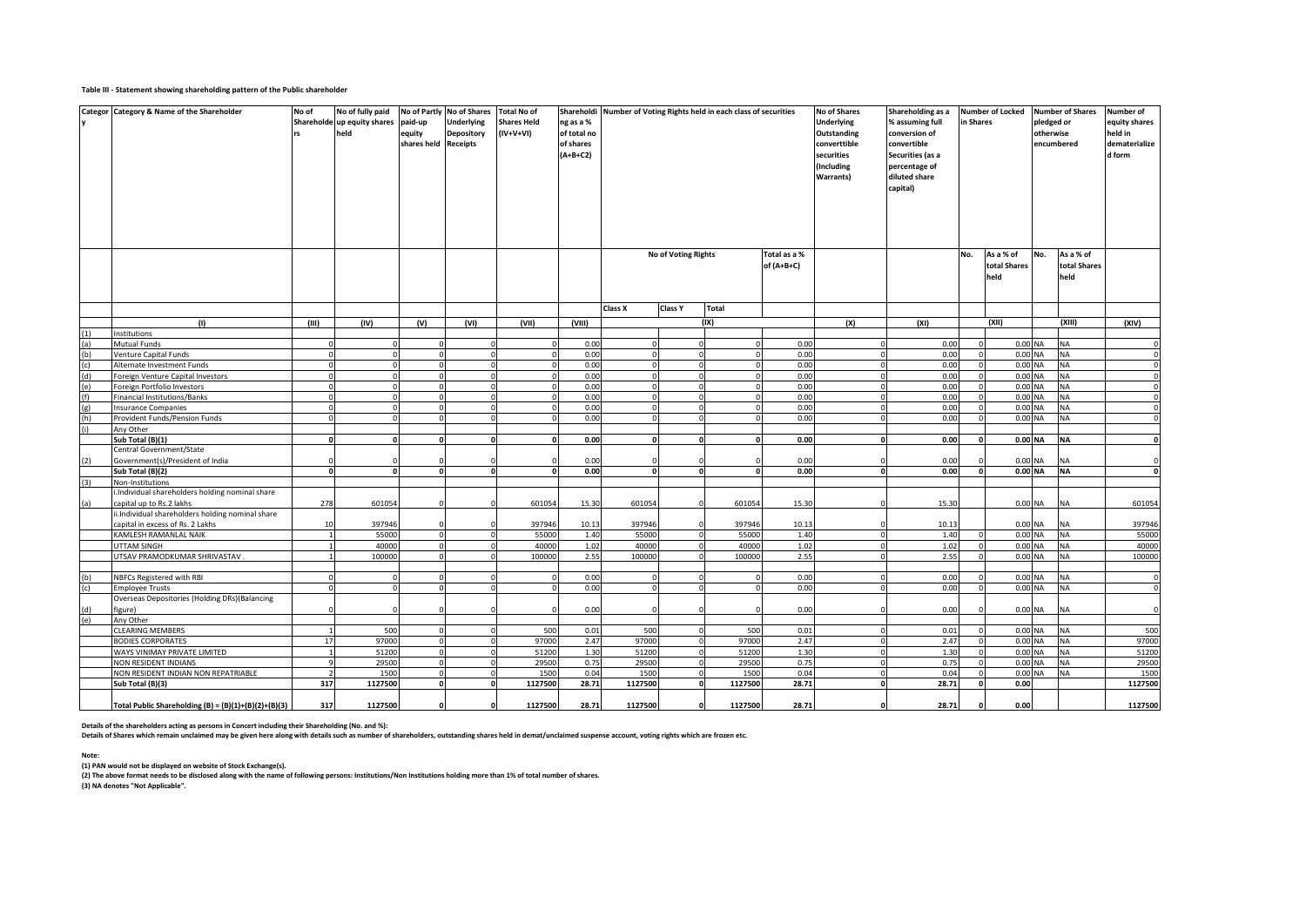**Table III - Statement showing shareholding pattern of the Public shareholder**

| Category | Category & Name of the Shareholder | No of Shareholders | No of fully paid up equity shares held | No of Partly paid-up equity shares held | No of Shares Underlying Depository Receipts | Total No of Shares Held (IV+V+VI) | Shareholding as a % of total no of shares (A+B+C2) | Number of Voting Rights held in each class of securities | | | | No of Shares Underlying Outstanding converttible securities (Including Warrants) | Shareholding as a % assuming full conversion of convertible Securities (as a percentage of diluted share capital) | Number of Locked in Shares | | Number of Shares pledged or otherwise encumbered | | Number of equity shares held in dematerialized form |
|---|---|---|---|---|---|---|---|---|---|---|---|---|---|---|---|---|---|---|
| | | | | | | | | No of Voting Rights | | | Total as a % of (A+B+C) | | | No. | As a % of total Shares held | No. | As a % of total Shares held | |
| | | | | | | | | Class X | Class Y | Total | | | | | | | | |
| | (I) | (III) | (IV) | (V) | (VI) | (VII) | (VIII) | (IX) | | | | (X) | (XI) | (XII) | | (XIII) | | (XIV) |
| (1) | Institutions | | | | | | | | | | | | | | | | | |
| (a) | Mutual Funds | 0 | 0 | 0 | 0 | 0 | 0.00 | 0 | 0 | 0 | 0.00 | 0 | 0.00 | 0 | 0.00 | NA | NA | 0 |
| (b) | Venture Capital Funds | 0 | 0 | 0 | 0 | 0 | 0.00 | 0 | 0 | 0 | 0.00 | 0 | 0.00 | 0 | 0.00 | NA | NA | 0 |
| (c) | Alternate Investment Funds | 0 | 0 | 0 | 0 | 0 | 0.00 | 0 | 0 | 0 | 0.00 | 0 | 0.00 | 0 | 0.00 | NA | NA | 0 |
| (d) | Foreign Venture Capital Investors | 0 | 0 | 0 | 0 | 0 | 0.00 | 0 | 0 | 0 | 0.00 | 0 | 0.00 | 0 | 0.00 | NA | NA | 0 |
| (e) | Foreign Portfolio Investors | 0 | 0 | 0 | 0 | 0 | 0.00 | 0 | 0 | 0 | 0.00 | 0 | 0.00 | 0 | 0.00 | NA | NA | 0 |
| (f) | Financial Institutions/Banks | 0 | 0 | 0 | 0 | 0 | 0.00 | 0 | 0 | 0 | 0.00 | 0 | 0.00 | 0 | 0.00 | NA | NA | 0 |
| (g) | Insurance Companies | 0 | 0 | 0 | 0 | 0 | 0.00 | 0 | 0 | 0 | 0.00 | 0 | 0.00 | 0 | 0.00 | NA | NA | 0 |
| (h) | Provident Funds/Pension Funds | 0 | 0 | 0 | 0 | 0 | 0.00 | 0 | 0 | 0 | 0.00 | 0 | 0.00 | 0 | 0.00 | NA | NA | 0 |
| (i) | Any Other | | | | | | | | | | | | | | | | | |
| | Sub Total (B)(1) | 0 | 0 | 0 | 0 | 0 | 0.00 | 0 | 0 | 0 | 0.00 | 0 | 0.00 | 0 | 0.00 | NA | NA | 0 |
| (2) | Central Government/State Government(s)/President of India | 0 | 0 | 0 | 0 | 0 | 0.00 | 0 | 0 | 0 | 0.00 | 0 | 0.00 | 0 | 0.00 | NA | NA | 0 |
| | Sub Total (B)(2) | 0 | 0 | 0 | 0 | 0 | 0.00 | 0 | 0 | 0 | 0.00 | 0 | 0.00 | 0 | 0.00 | NA | NA | 0 |
| (3) | Non-Institutions | | | | | | | | | | | | | | | | | |
| (a) | i.Individual shareholders holding nominal share capital up to Rs.2 lakhs | 278 | 601054 | 0 | 0 | 601054 | 15.30 | 601054 | 0 | 601054 | 15.30 | 0 | 15.30 | | 0.00 | NA | NA | 601054 |
| | ii.Individual shareholders holding nominal share capital in excess of Rs. 2 Lakhs | 10 | 397946 | 0 | 0 | 397946 | 10.13 | 397946 | 0 | 397946 | 10.13 | 0 | 10.13 | | 0.00 | NA | NA | 397946 |
| | KAMLESH RAMANLAL NAIK | 1 | 55000 | 0 | 0 | 55000 | 1.40 | 55000 | 0 | 55000 | 1.40 | 0 | 1.40 | 0 | 0.00 | NA | NA | 55000 |
| | UTTAM SINGH | 1 | 40000 | 0 | 0 | 40000 | 1.02 | 40000 | 0 | 40000 | 1.02 | 0 | 1.02 | 0 | 0.00 | NA | NA | 40000 |
| | UTSAV PRAMODKUMAR SHRIVASTAV . | 1 | 100000 | 0 | 0 | 100000 | 2.55 | 100000 | 0 | 100000 | 2.55 | 0 | 2.55 | 0 | 0.00 | NA | NA | 100000 |
| (b) | NBFCs Registered with RBI | 0 | 0 | 0 | 0 | 0 | 0.00 | 0 | 0 | 0 | 0.00 | 0 | 0.00 | 0 | 0.00 | NA | NA | 0 |
| (c) | Employee Trusts | 0 | 0 | 0 | 0 | 0 | 0.00 | 0 | 0 | 0 | 0.00 | 0 | 0.00 | 0 | 0.00 | NA | NA | 0 |
| (d) | Overseas Depositories (Holding DRs)(Balancing figure) | 0 | 0 | 0 | 0 | 0 | 0.00 | 0 | 0 | 0 | 0.00 | 0 | 0.00 | 0 | 0.00 | NA | NA | 0 |
| (e) | Any Other | | | | | | | | | | | | | | | | | |
| | CLEARING MEMBERS | 1 | 500 | 0 | 0 | 500 | 0.01 | 500 | 0 | 500 | 0.01 | 0 | 0.01 | 0 | 0.00 | NA | NA | 500 |
| | BODIES CORPORATES | 17 | 97000 | 0 | 0 | 97000 | 2.47 | 97000 | 0 | 97000 | 2.47 | 0 | 2.47 | 0 | 0.00 | NA | NA | 97000 |
| | WAYS VINIMAY PRIVATE LIMITED | 1 | 51200 | 0 | 0 | 51200 | 1.30 | 51200 | 0 | 51200 | 1.30 | 0 | 1.30 | 0 | 0.00 | NA | NA | 51200 |
| | NON RESIDENT INDIANS | 9 | 29500 | 0 | 0 | 29500 | 0.75 | 29500 | 0 | 29500 | 0.75 | 0 | 0.75 | 0 | 0.00 | NA | NA | 29500 |
| | NON RESIDENT INDIAN NON REPATRIABLE | 2 | 1500 | 0 | 0 | 1500 | 0.04 | 1500 | 0 | 1500 | 0.04 | 0 | 0.04 | 0 | 0.00 | NA | NA | 1500 |
| | Sub Total (B)(3) | 317 | 1127500 | 0 | 0 | 1127500 | 28.71 | 1127500 | 0 | 1127500 | 28.71 | 0 | 28.71 | 0 | 0.00 | | | 1127500 |
| | Total Public Shareholding (B) = (B)(1)+(B)(2)+(B)(3) | 317 | 1127500 | 0 | 0 | 1127500 | 28.71 | 1127500 | 0 | 1127500 | 28.71 | 0 | 28.71 | 0 | 0.00 | | | 1127500 |

**Details of the shareholders acting as persons in Concert including their Shareholding (No. and %):**

**Details of Shares which remain unclaimed may be given here along with details such as number of shareholders, outstanding shares held in demat/unclaimed suspense account, voting rights which are frozen etc.**

**Note:**

**(1) PAN would not be displayed on website of Stock Exchange(s).**

**(2) The above format needs to be disclosed along with the name of following persons: Institutions/Non Institutions holding more than 1% of total number of shares.**

**(3) NA denotes "Not Applicable".**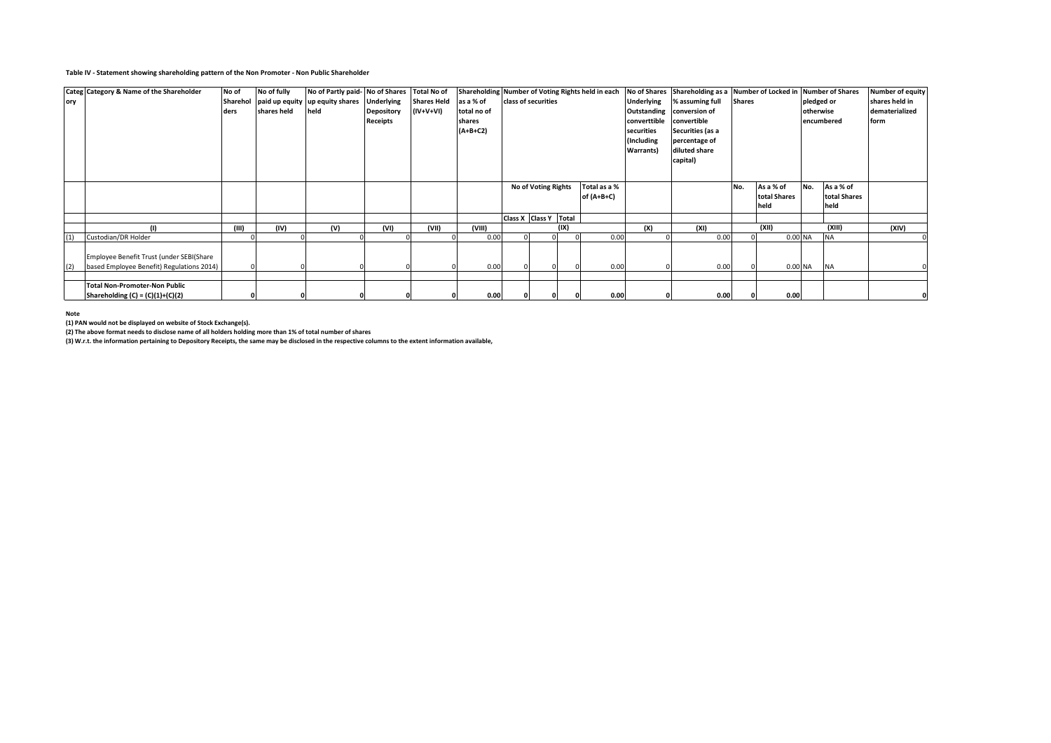**Table IV - Statement showing shareholding pattern of the Non Promoter - Non Public Shareholder**

| Category | Category & Name of the Shareholder | No of Shareholders | No of fully paid up equity shares held | No of Partly paid-up equity shares held | No of Shares Underlying Depository Receipts | Total No of Shares Held (IV+V+VI) | Shareholding as a % of total no of shares (A+B+C2) | Number of Voting Rights held in each class of securities | | | | No of Shares Underlying Outstanding converttible securities (Including Warrants) | Shareholding as a % assuming full conversion of convertible Securities (as a percentage of diluted share capital) | Number of Locked in Shares | | Number of Shares pledged or otherwise encumbered | | Number of equity shares held in dematerialized form |
|---|---|---|---|---|---|---|---|---|---|---|---|---|---|---|---|---|---|---|
| | | | | | | | | No of Voting Rights | | | Total as a % of (A+B+C) | | | No. | As a % of total Shares held | No. | As a % of total Shares held | |
| | | | | | | | | Class X | Class Y | Total | | | | | | | | |
| | (I) | (III) | (IV) | (V) | (VI) | (VII) | (VIII) | (IX) | | | | (X) | (XI) | (XII) | | (XIII) | | (XIV) |
| (1) | Custodian/DR Holder | 0 | 0 | 0 | 0 | 0 | 0.00 | 0 | 0 | 0 | 0.00 | 0 | 0.00 | 0 | 0.00 | NA | NA | 0 |
| (2) | Employee Benefit Trust (under SEBI(Share based Employee Benefit) Regulations 2014) | 0 | 0 | 0 | 0 | 0 | 0.00 | 0 | 0 | 0 | 0.00 | 0 | 0.00 | 0 | 0.00 | NA | NA | 0 |
| | **Total Non-Promoter-Non Public Shareholding (C) = (C)(1)+(C)(2)** | **0** | **0** | **0** | **0** | **0** | **0.00** | **0** | **0** | **0** | **0.00** | **0** | **0.00** | **0** | **0.00** | | | **0** |

**Note**

**(1) PAN would not be displayed on website of Stock Exchange(s).**

**(2) The above format needs to disclose name of all holders holding more than 1% of total number of shares**

**(3) W.r.t. the information pertaining to Depository Receipts, the same may be disclosed in the respective columns to the extent information available,**